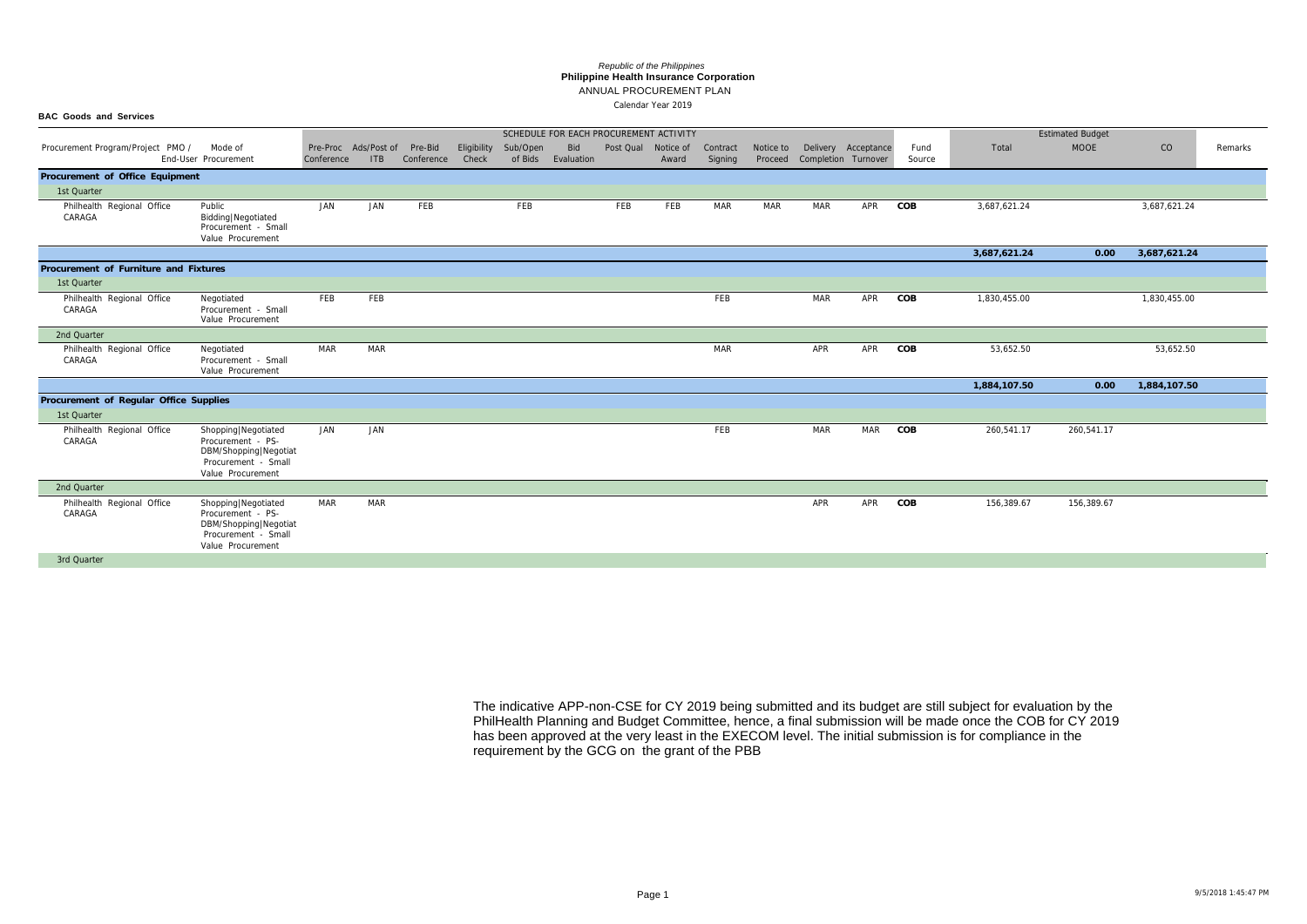*Republic of the Philippines*
**Philippine Health Insurance Corporation**
ANNUAL PROCUREMENT PLAN
Calendar Year 2019

**BAC Goods and Services**

| Procurement Program/Project PMO / End-User | Mode of Procurement | SCHEDULE FOR EACH PROCUREMENT ACTIVITY | | | | | | | | | | | | | Fund Source | Estimated Budget | | | Remarks |
|---|---|---|---|---|---|---|---|---|---|---|---|---|---|---|---|---|---|---|---|
| | | Pre-Proc Conference | Ads/Post of ITB | Pre-Bid Conference | Eligibility Check | Sub/Open of Bids | Bid Evaluation | Post Qual | Notice of Award | Contract Signing | Notice to Proceed | Delivery Completion | Acceptance Turnover | | | Total | MOOE | CO | |
| **Procurement of Office Equipment** | | | | | | | | | | | | | | | | | | | |
| 1st Quarter | | | | | | | | | | | | | | | | | | | |
| Philhealth Regional Office CARAGA | Public Bidding\|Negotiated Procurement - Small Value Procurement | JAN | JAN | FEB | | FEB | | FEB | FEB | MAR | MAR | MAR | APR | **COB** | | 3,687,621.24 | | 3,687,621.24 | |
| | | | | | | | | | | | | | | | | **3,687,621.24** | **0.00** | **3,687,621.24** | |
| **Procurement of Furniture and Fixtures** | | | | | | | | | | | | | | | | | | | |
| 1st Quarter | | | | | | | | | | | | | | | | | | | |
| Philhealth Regional Office CARAGA | Negotiated Procurement - Small Value Procurement | FEB | FEB | | | | | | | FEB | | MAR | APR | **COB** | | 1,830,455.00 | | 1,830,455.00 | |
| 2nd Quarter | | | | | | | | | | | | | | | | | | | |
| Philhealth Regional Office CARAGA | Negotiated Procurement - Small Value Procurement | MAR | MAR | | | | | | | MAR | | APR | APR | **COB** | | 53,652.50 | | 53,652.50 | |
| | | | | | | | | | | | | | | | | **1,884,107.50** | **0.00** | **1,884,107.50** | |
| **Procurement of Regular Office Supplies** | | | | | | | | | | | | | | | | | | | |
| 1st Quarter | | | | | | | | | | | | | | | | | | | |
| Philhealth Regional Office CARAGA | Shopping\|Negotiated Procurement - PS-DBM/Shopping\|Negotiat Procurement - Small Value Procurement | JAN | JAN | | | | | | | FEB | | MAR | MAR | **COB** | | 260,541.17 | 260,541.17 | | |
| 2nd Quarter | | | | | | | | | | | | | | | | | | | |
| Philhealth Regional Office CARAGA | Shopping\|Negotiated Procurement - PS-DBM/Shopping\|Negotiat Procurement - Small Value Procurement | MAR | MAR | | | | | | | | | APR | APR | **COB** | | 156,389.67 | 156,389.67 | | |
| 3rd Quarter | | | | | | | | | | | | | | | | | | | |

The indicative APP-non-CSE for CY 2019 being submitted and its budget are still subject for evaluation by the PhilHealth Planning and Budget Committee, hence, a final submission will be made once the COB for CY 2019 has been approved at the very least in the EXECOM level. The initial submission is for compliance in the requirement by the GCG on the grant of the PBB

9/5/2018 1:45:47 PM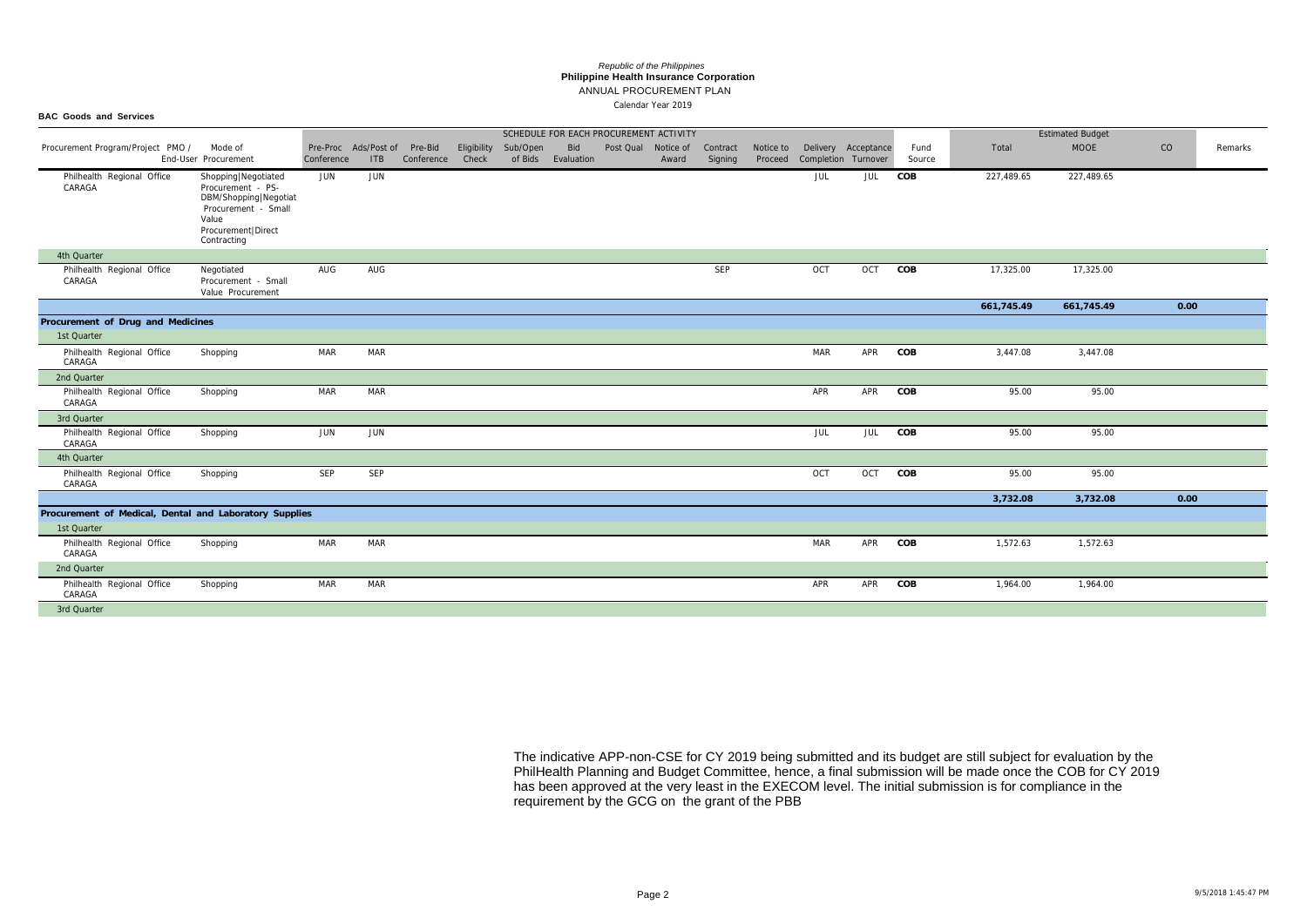*Republic of the Philippines*
**Philippine Health Insurance Corporation**
ANNUAL PROCUREMENT PLAN
Calendar Year 2019

**BAC Goods and Services**

| Procurement Program/Project PMO / End-User | Mode of Procurement | SCHEDULE FOR EACH PROCUREMENT ACTIVITY | | | | | | | | | | | | | Fund Source | Estimated Budget | | | Remarks |
|---|---|---|---|---|---|---|---|---|---|---|---|---|---|---|---|---|---|---|---|
| | | Pre-Proc Conference | Ads/Post of ITB | Pre-Bid Conference | Eligibility Check | Sub/Open of Bids | Bid Evaluation | Post Qual | Notice of Award | Contract Signing | Notice to Proceed | Delivery Completion | Acceptance Turnover | | | Total | MOOE | CO | |
| Philhealth Regional Office CARAGA | Shopping\|Negotiated Procurement - PS-DBM/Shopping\|Negotiat Procurement - Small Value Procurement\|Direct Contracting | JUN | JUN | | | | | | | | | JUL | JUL | | COB | 227,489.65 | 227,489.65 | | |
| 4th Quarter | | | | | | | | | | | | | | | | | | | |
| Philhealth Regional Office CARAGA | Negotiated Procurement - Small Value Procurement | AUG | AUG | | | | | | | SEP | | OCT | OCT | | COB | 17,325.00 | 17,325.00 | | |
| | | | | | | | | | | | | | | | | **661,745.49** | **661,745.49** | **0.00** | |
| **Procurement of Drug and Medicines** | | | | | | | | | | | | | | | | | | | |
| 1st Quarter | | | | | | | | | | | | | | | | | | | |
| Philhealth Regional Office CARAGA | Shopping | MAR | MAR | | | | | | | | | MAR | APR | | COB | 3,447.08 | 3,447.08 | | |
| 2nd Quarter | | | | | | | | | | | | | | | | | | | |
| Philhealth Regional Office CARAGA | Shopping | MAR | MAR | | | | | | | | | APR | APR | | COB | 95.00 | 95.00 | | |
| 3rd Quarter | | | | | | | | | | | | | | | | | | | |
| Philhealth Regional Office CARAGA | Shopping | JUN | JUN | | | | | | | | | JUL | JUL | | COB | 95.00 | 95.00 | | |
| 4th Quarter | | | | | | | | | | | | | | | | | | | |
| Philhealth Regional Office CARAGA | Shopping | SEP | SEP | | | | | | | | | OCT | OCT | | COB | 95.00 | 95.00 | | |
| | | | | | | | | | | | | | | | | **3,732.08** | **3,732.08** | **0.00** | |
| **Procurement of Medical, Dental and Laboratory Supplies** | | | | | | | | | | | | | | | | | | | |
| 1st Quarter | | | | | | | | | | | | | | | | | | | |
| Philhealth Regional Office CARAGA | Shopping | MAR | MAR | | | | | | | | | MAR | APR | | COB | 1,572.63 | 1,572.63 | | |
| 2nd Quarter | | | | | | | | | | | | | | | | | | | |
| Philhealth Regional Office CARAGA | Shopping | MAR | MAR | | | | | | | | | APR | APR | | COB | 1,964.00 | 1,964.00 | | |
| 3rd Quarter | | | | | | | | | | | | | | | | | | | |

The indicative APP-non-CSE for CY 2019 being submitted and its budget are still subject for evaluation by the PhilHealth Planning and Budget Committee, hence, a final submission will be made once the COB for CY 2019 has been approved at the very least in the EXECOM level. The initial submission is for compliance in the requirement by the GCG on the grant of the PBB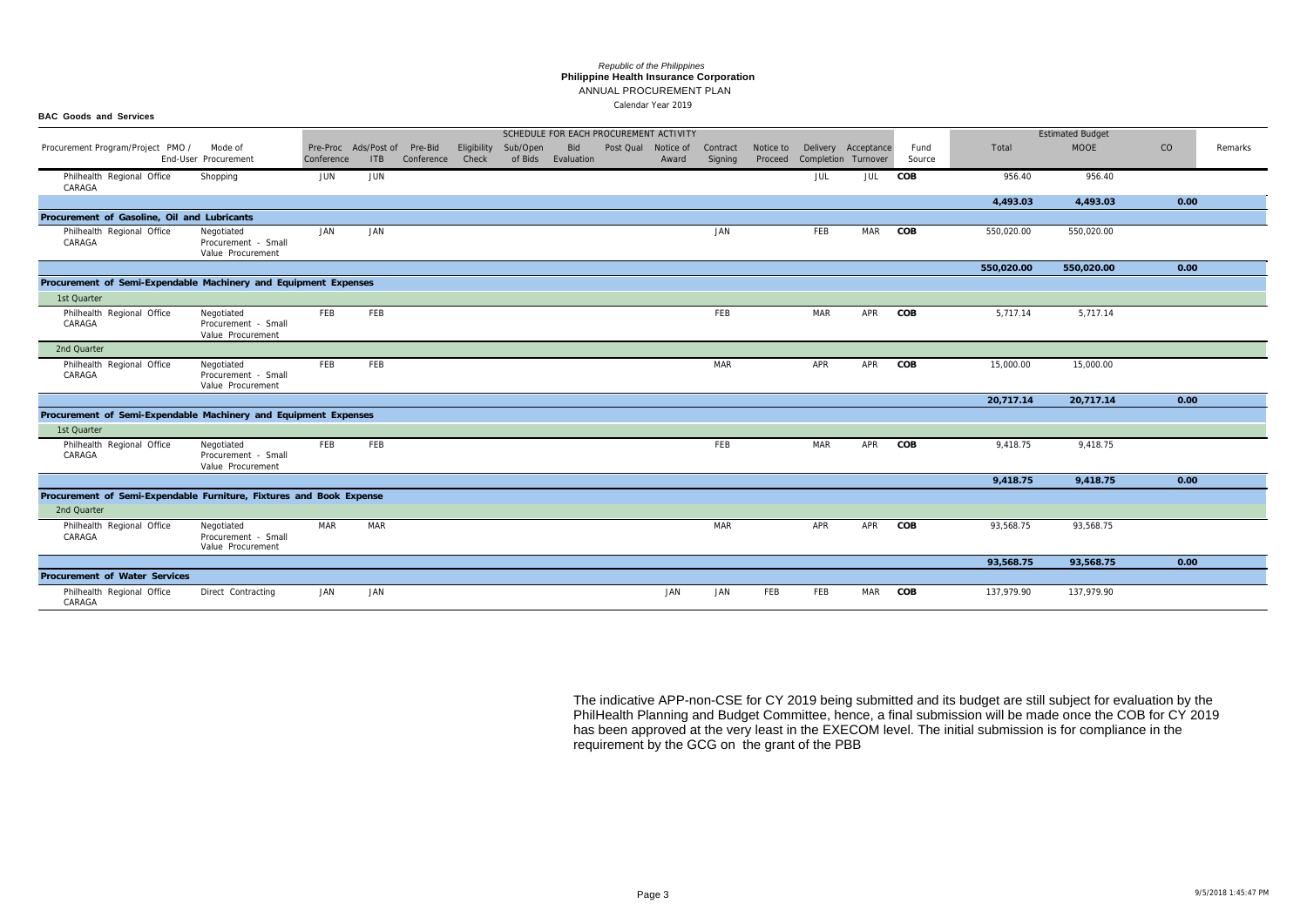*Republic of the Philippines*
**Philippine Health Insurance Corporation**
ANNUAL PROCUREMENT PLAN
Calendar Year 2019

**BAC Goods and Services**

| Procurement Program/Project PMO / End-User | Mode of Procurement | SCHEDULE FOR EACH PROCUREMENT ACTIVITY | | | | | | | | | | | | | Fund Source | Estimated Budget | | | Remarks |
|---|---|---|---|---|---|---|---|---|---|---|---|---|---|---|---|---|---|---|---|
| | | Pre-Proc Conference | Ads/Post of ITB | Pre-Bid Conference | Eligibility Check | Sub/Open of Bids | Bid Evaluation | Post Qual | Notice of Award | Contract Signing | Notice to Proceed | Delivery Completion | Acceptance Turnover | | | Total | MOOE | CO | |
| Philhealth Regional Office CARAGA | Shopping | JUN | JUN | | | | | | | | | JUL | JUL | | **COB** | 956.40 | 956.40 | | |
| | | | | | | | | | | | | | | | | **4,493.03** | **4,493.03** | **0.00** | |
| **Procurement of Gasoline, Oil and Lubricants** | | | | | | | | | | | | | | | | | | | |
| Philhealth Regional Office CARAGA | Negotiated Procurement - Small Value Procurement | JAN | JAN | | | | | | | JAN | | FEB | MAR | | **COB** | 550,020.00 | 550,020.00 | | |
| | | | | | | | | | | | | | | | | **550,020.00** | **550,020.00** | **0.00** | |
| **Procurement of Semi-Expendable Machinery and Equipment Expenses** | | | | | | | | | | | | | | | | | | | |
| 1st Quarter | | | | | | | | | | | | | | | | | | | |
| Philhealth Regional Office CARAGA | Negotiated Procurement - Small Value Procurement | FEB | FEB | | | | | | | FEB | | MAR | APR | | **COB** | 5,717.14 | 5,717.14 | | |
| 2nd Quarter | | | | | | | | | | | | | | | | | | | |
| Philhealth Regional Office CARAGA | Negotiated Procurement - Small Value Procurement | FEB | FEB | | | | | | | MAR | | APR | APR | | **COB** | 15,000.00 | 15,000.00 | | |
| | | | | | | | | | | | | | | | | **20,717.14** | **20,717.14** | **0.00** | |
| **Procurement of Semi-Expendable Machinery and Equipment Expenses** | | | | | | | | | | | | | | | | | | | |
| 1st Quarter | | | | | | | | | | | | | | | | | | | |
| Philhealth Regional Office CARAGA | Negotiated Procurement - Small Value Procurement | FEB | FEB | | | | | | | FEB | | MAR | APR | | **COB** | 9,418.75 | 9,418.75 | | |
| | | | | | | | | | | | | | | | | **9,418.75** | **9,418.75** | **0.00** | |
| **Procurement of Semi-Expendable Furniture, Fixtures and Book Expense** | | | | | | | | | | | | | | | | | | | |
| 2nd Quarter | | | | | | | | | | | | | | | | | | | |
| Philhealth Regional Office CARAGA | Negotiated Procurement - Small Value Procurement | MAR | MAR | | | | | | | MAR | | APR | APR | | **COB** | 93,568.75 | 93,568.75 | | |
| | | | | | | | | | | | | | | | | **93,568.75** | **93,568.75** | **0.00** | |
| **Procurement of Water Services** | | | | | | | | | | | | | | | | | | | |
| Philhealth Regional Office CARAGA | Direct Contracting | JAN | JAN | | | | | | JAN | JAN | FEB | FEB | MAR | | **COB** | 137,979.90 | 137,979.90 | | |

The indicative APP-non-CSE for CY 2019 being submitted and its budget are still subject for evaluation by the PhilHealth Planning and Budget Committee, hence, a final submission will be made once the COB for CY 2019 has been approved at the very least in the EXECOM level. The initial submission is for compliance in the requirement by the GCG on the grant of the PBB

9/5/2018 1:45:47 PM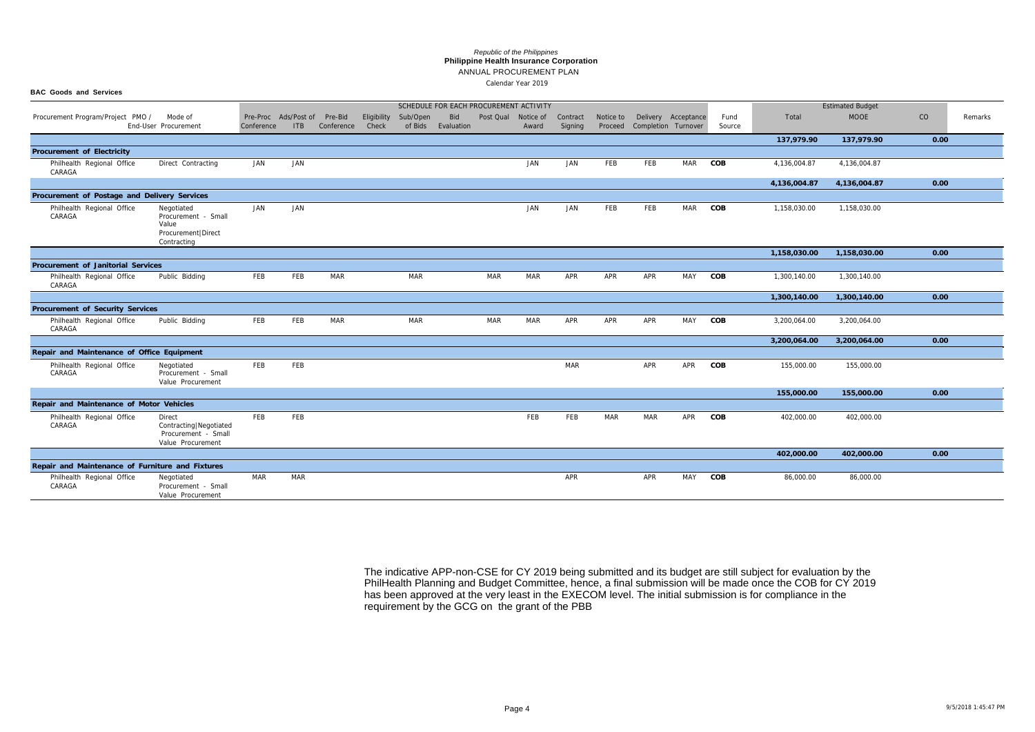*Republic of the Philippines*
**Philippine Health Insurance Corporation**
ANNUAL PROCUREMENT PLAN
Calendar Year 2019

**BAC Goods and Services**

| Procurement Program/Project PMO / End-User | Mode of Procurement | SCHEDULE FOR EACH PROCUREMENT ACTIVITY | | | | | | | | | | | | | Fund Source | Estimated Budget | | | Remarks |
|---|---|---|---|---|---|---|---|---|---|---|---|---|---|---|---|---|---|---|---|
| | | Pre-Proc Conference | Ads/Post of ITB | Pre-Bid Conference | Eligibility Check | Sub/Open of Bids | Bid Evaluation | Post Qual | Notice of Award | Contract Signing | Notice to Proceed | Delivery Completion | Acceptance Turnover | | | Total | MOOE | CO | |
| | | | | | | | | | | | | | | | | **137,979.90** | **137,979.90** | **0.00** | |
| **Procurement of Electricity** | | | | | | | | | | | | | | | | | | | |
| Philhealth Regional Office CARAGA | Direct Contracting | JAN | JAN | | | | | | JAN | JAN | FEB | FEB | MAR | | **COB** | 4,136,004.87 | 4,136,004.87 | | |
| | | | | | | | | | | | | | | | | **4,136,004.87** | **4,136,004.87** | **0.00** | |
| **Procurement of Postage and Delivery Services** | | | | | | | | | | | | | | | | | | | |
| Philhealth Regional Office CARAGA | Negotiated Procurement - Small Value Procurement\|Direct Contracting | JAN | JAN | | | | | | JAN | JAN | FEB | FEB | MAR | | **COB** | 1,158,030.00 | 1,158,030.00 | | |
| | | | | | | | | | | | | | | | | **1,158,030.00** | **1,158,030.00** | **0.00** | |
| **Procurement of Janitorial Services** | | | | | | | | | | | | | | | | | | | |
| Philhealth Regional Office CARAGA | Public Bidding | FEB | FEB | MAR | | MAR | | MAR | MAR | APR | APR | APR | MAY | | **COB** | 1,300,140.00 | 1,300,140.00 | | |
| | | | | | | | | | | | | | | | | **1,300,140.00** | **1,300,140.00** | **0.00** | |
| **Procurement of Security Services** | | | | | | | | | | | | | | | | | | | |
| Philhealth Regional Office CARAGA | Public Bidding | FEB | FEB | MAR | | MAR | | MAR | MAR | APR | APR | APR | MAY | | **COB** | 3,200,064.00 | 3,200,064.00 | | |
| | | | | | | | | | | | | | | | | **3,200,064.00** | **3,200,064.00** | **0.00** | |
| **Repair and Maintenance of Office Equipment** | | | | | | | | | | | | | | | | | | | |
| Philhealth Regional Office CARAGA | Negotiated Procurement - Small Value Procurement | FEB | FEB | | | | | | | MAR | | APR | APR | | **COB** | 155,000.00 | 155,000.00 | | |
| | | | | | | | | | | | | | | | | **155,000.00** | **155,000.00** | **0.00** | |
| **Repair and Maintenance of Motor Vehicles** | | | | | | | | | | | | | | | | | | | |
| Philhealth Regional Office CARAGA | Direct Contracting\|Negotiated Procurement - Small Value Procurement | FEB | FEB | | | | | | FEB | FEB | MAR | MAR | APR | | **COB** | 402,000.00 | 402,000.00 | | |
| | | | | | | | | | | | | | | | | **402,000.00** | **402,000.00** | **0.00** | |
| **Repair and Maintenance of Furniture and Fixtures** | | | | | | | | | | | | | | | | | | | |
| Philhealth Regional Office CARAGA | Negotiated Procurement - Small Value Procurement | MAR | MAR | | | | | | | APR | | APR | MAY | | **COB** | 86,000.00 | 86,000.00 | | |

The indicative APP-non-CSE for CY 2019 being submitted and its budget are still subject for evaluation by the PhilHealth Planning and Budget Committee, hence, a final submission will be made once the COB for CY 2019 has been approved at the very least in the EXECOM level. The initial submission is for compliance in the requirement by the GCG on the grant of the PBB

9/5/2018 1:45:47 PM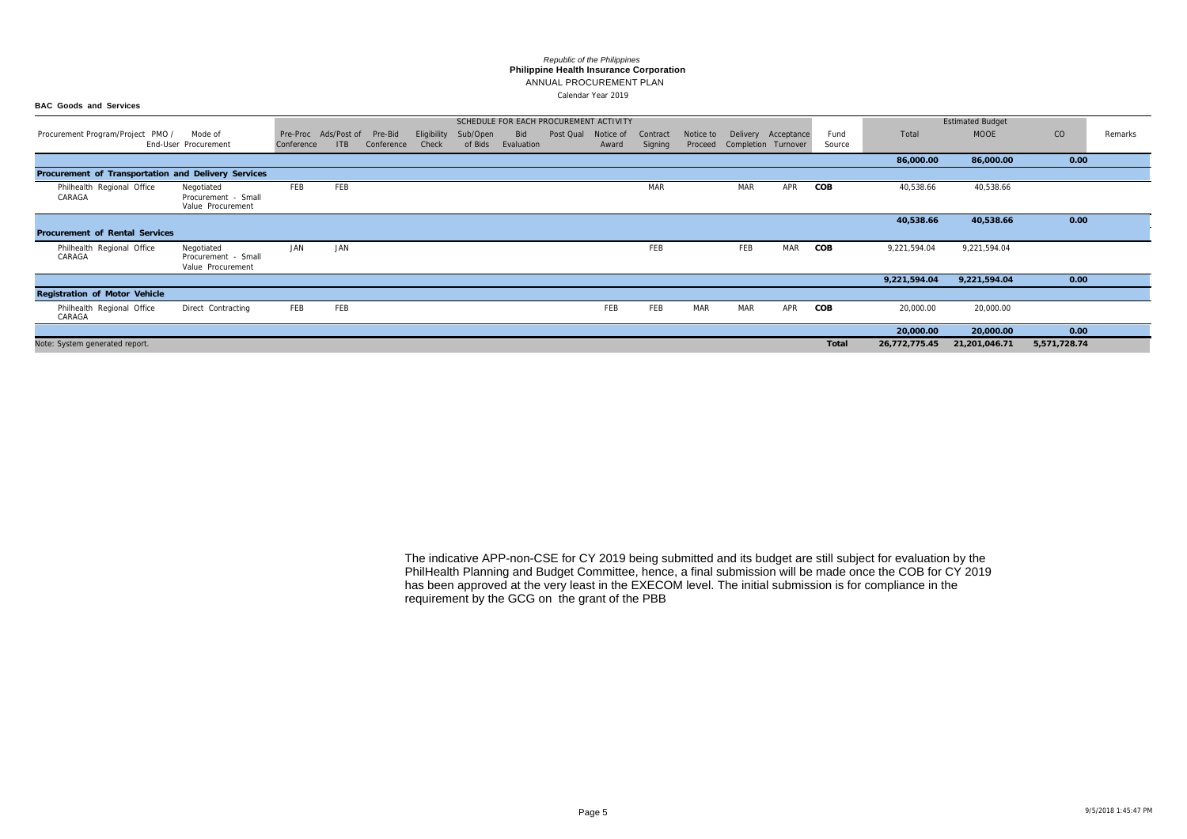*Republic of the Philippines*
**Philippine Health Insurance Corporation**
ANNUAL PROCUREMENT PLAN
Calendar Year 2019

**BAC Goods and Services**

| Procurement Program/Project PMO / | Mode of End-User Procurement | SCHEDULE FOR EACH PROCUREMENT ACTIVITY | | | | | | | | | | | | | Fund Source | Estimated Budget | | | Remarks |
|---|---|---|---|---|---|---|---|---|---|---|---|---|---|---|---|---|---|---|---|
| | | Pre-Proc Conference | Ads/Post of ITB | Pre-Bid Conference | Eligibility Check | Sub/Open of Bids | Bid Evaluation | Post Qual | Notice of Award | Contract Signing | Notice to Proceed | Delivery Completion | Acceptance Turnover | | | Total | MOOE | CO | |
| | | | | | | | | | | | | | | | | **86,000.00** | **86,000.00** | **0.00** | |
| **Procurement of Transportation and Delivery Services** | | | | | | | | | | | | | | | | | | | |
| Philhealth Regional Office CARAGA | Negotiated Procurement - Small Value Procurement | FEB | FEB | | | | | | | MAR | | MAR | APR | | **COB** | 40,538.66 | 40,538.66 | | |
| | | | | | | | | | | | | | | | | **40,538.66** | **40,538.66** | **0.00** | |
| **Procurement of Rental Services** | | | | | | | | | | | | | | | | | | | |
| Philhealth Regional Office CARAGA | Negotiated Procurement - Small Value Procurement | JAN | JAN | | | | | | | FEB | | FEB | MAR | | **COB** | 9,221,594.04 | 9,221,594.04 | | |
| | | | | | | | | | | | | | | | | **9,221,594.04** | **9,221,594.04** | **0.00** | |
| **Registration of Motor Vehicle** | | | | | | | | | | | | | | | | | | | |
| Philhealth Regional Office CARAGA | Direct Contracting | FEB | FEB | | | | | | FEB | FEB | MAR | MAR | APR | | **COB** | 20,000.00 | 20,000.00 | | |
| | | | | | | | | | | | | | | | | **20,000.00** | **20,000.00** | **0.00** | |
| Note: System generated report. | | | | | | | | | | | | | | | **Total** | **26,772,775.45** | **21,201,046.71** | **5,571,728.74** | |

The indicative APP-non-CSE for CY 2019 being submitted and its budget are still subject for evaluation by the PhilHealth Planning and Budget Committee, hence, a final submission will be made once the COB for CY 2019 has been approved at the very least in the EXECOM level. The initial submission is for compliance in the requirement by the GCG on the grant of the PBB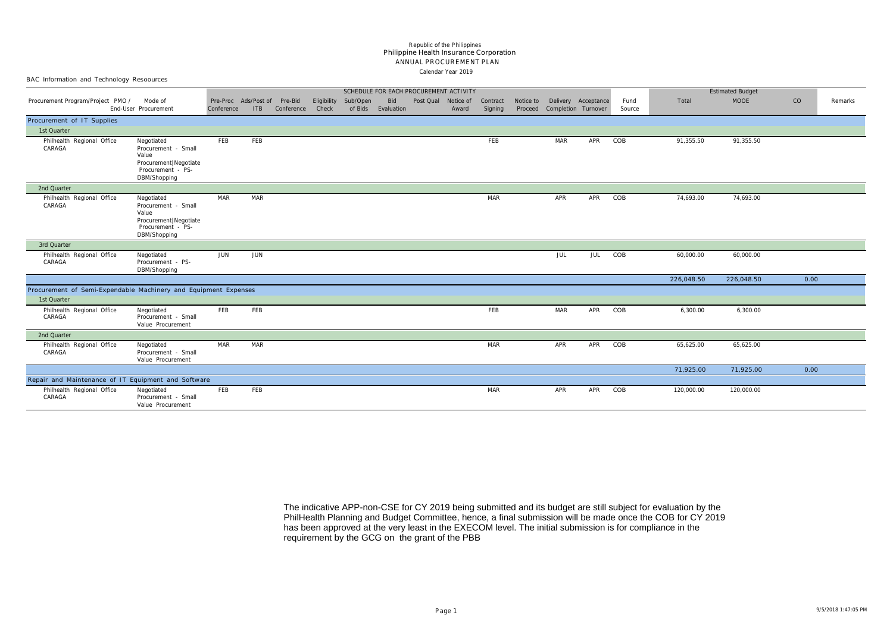Republic of the Philippines
Philippine Health Insurance Corporation
ANNUAL PROCUREMENT PLAN
Calendar Year 2019

BAC Information and Technology Resoources

| Procurement Program/Project PMO / End-User | Mode of Procurement | SCHEDULE FOR EACH PROCUREMENT ACTIVITY | | | | | | | | | | | | | Fund Source | Estimated Budget | | | Remarks |
|---|---|---|---|---|---|---|---|---|---|---|---|---|---|---|---|---|---|---|---|
| | | Pre-Proc Conference | Ads/Post of ITB | Pre-Bid Conference | Eligibility Check | Sub/Open of Bids | Bid Evaluation | Post Qual | Notice of Award | Contract Signing | Notice to Proceed | Delivery Completion | Acceptance Turnover | | | Total | MOOE | CO | |
| **Procurement of IT Supplies** | | | | | | | | | | | | | | | | | | | |
| 1st Quarter | | | | | | | | | | | | | | | | | | | |
| Philhealth Regional Office CARAGA | Negotiated Procurement - Small Value Procurement\|Negotiate Procurement - PS-DBM/Shopping | FEB | FEB | | | | | | | FEB | | MAR | APR | COB | | 91,355.50 | 91,355.50 | | |
| 2nd Quarter | | | | | | | | | | | | | | | | | | | |
| Philhealth Regional Office CARAGA | Negotiated Procurement - Small Value Procurement\|Negotiate Procurement - PS-DBM/Shopping | MAR | MAR | | | | | | | MAR | | APR | APR | COB | | 74,693.00 | 74,693.00 | | |
| 3rd Quarter | | | | | | | | | | | | | | | | | | | |
| Philhealth Regional Office CARAGA | Negotiated Procurement - PS-DBM/Shopping | JUN | JUN | | | | | | | | | JUL | JUL | COB | | 60,000.00 | 60,000.00 | | |
| | | | | | | | | | | | | | | | | 226,048.50 | 226,048.50 | 0.00 | |
| **Procurement of Semi-Expendable Machinery and Equipment Expenses** | | | | | | | | | | | | | | | | | | | |
| 1st Quarter | | | | | | | | | | | | | | | | | | | |
| Philhealth Regional Office CARAGA | Negotiated Procurement - Small Value Procurement | FEB | FEB | | | | | | | FEB | | MAR | APR | COB | | 6,300.00 | 6,300.00 | | |
| 2nd Quarter | | | | | | | | | | | | | | | | | | | |
| Philhealth Regional Office CARAGA | Negotiated Procurement - Small Value Procurement | MAR | MAR | | | | | | | MAR | | APR | APR | COB | | 65,625.00 | 65,625.00 | | |
| | | | | | | | | | | | | | | | | 71,925.00 | 71,925.00 | 0.00 | |
| **Repair and Maintenance of IT Equipment and Software** | | | | | | | | | | | | | | | | | | | |
| Philhealth Regional Office CARAGA | Negotiated Procurement - Small Value Procurement | FEB | FEB | | | | | | | MAR | | APR | APR | COB | | 120,000.00 | 120,000.00 | | |

The indicative APP-non-CSE for CY 2019 being submitted and its budget are still subject for evaluation by the PhilHealth Planning and Budget Committee, hence, a final submission will be made once the COB for CY 2019 has been approved at the very least in the EXECOM level. The initial submission is for compliance in the requirement by the GCG on the grant of the PBB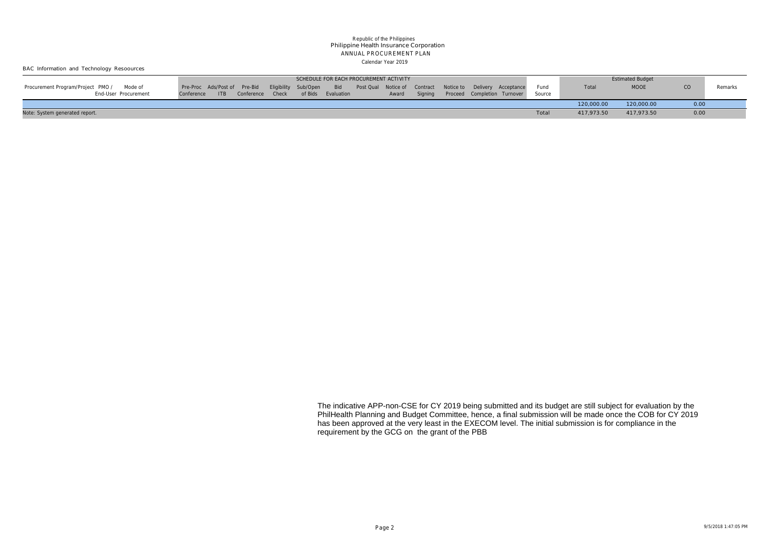Republic of the Philippines

Philippine Health Insurance Corporation

ANNUAL PROCUREMENT PLAN

Calendar Year 2019

BAC Information and Technology Resoources

| Procurement Program/Project | PMO / End-User | Mode of Procurement | SCHEDULE FOR EACH PROCUREMENT ACTIVITY | | | | | | | | | | | | | Fund Source | Estimated Budget | | | Remarks |
|---|---|---|---|---|---|---|---|---|---|---|---|---|---|---|---|---|---|---|---|---|
| | | | Pre-Proc Conference | Ads/Post of ITB | Pre-Bid Conference | Eligibility Check | Sub/Open of Bids | Bid Evaluation | Post Qual | Notice of Award | Contract Signing | Notice to Proceed | Delivery Completion | Acceptance Turnover | | | Total | MOOE | CO | |
| | | | | | | | | | | | | | | | | | 120,000.00 | 120,000.00 | 0.00 | |
| Note: System generated report. | | | | | | | | | | | | | | | | Total | 417,973.50 | 417,973.50 | 0.00 | |

The indicative APP-non-CSE for CY 2019 being submitted and its budget are still subject for evaluation by the PhilHealth Planning and Budget Committee, hence, a final submission will be made once the COB for CY 2019 has been approved at the very least in the EXECOM level. The initial submission is for compliance in the requirement by the GCG on the grant of the PBB

9/5/2018 1:47:05 PM